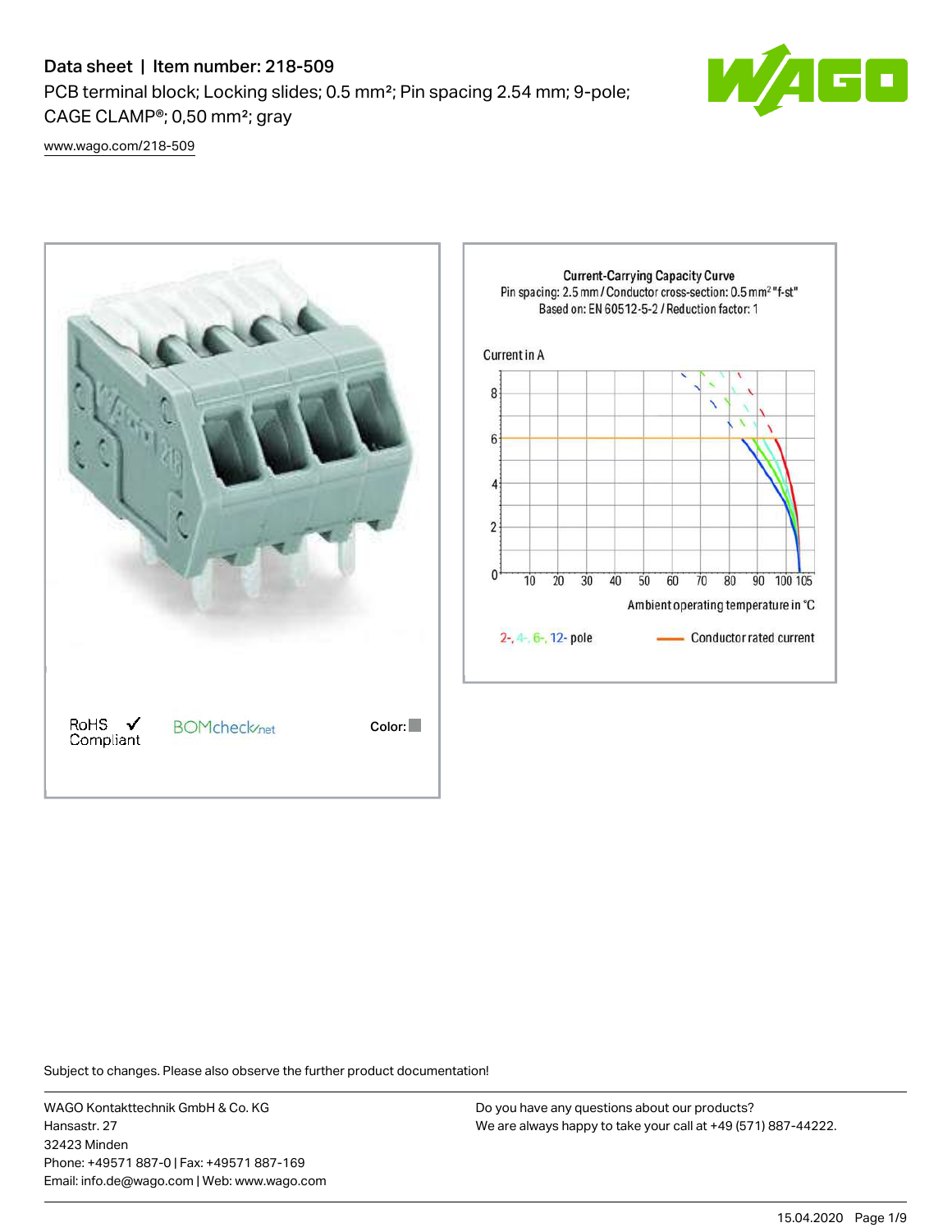# Data sheet | Item number: 218-509

PCB terminal block; Locking slides; 0.5 mm²; Pin spacing 2.54 mm; 9-pole; CAGE CLAMP®; 0,50 mm²; gray

www.wago.com/218-509

RoHS ✓ Compliant

BOMcheck.net

Color:

Current-Carrying Capacity Curve
Pin spacing: 2.5 mm / Conductor cross-section: 0.5 mm² "f-st"
Based on: EN 60512-5-2 / Reduction factor: 1

Current in A

Ambient operating temperature in °C

2-, 4-, 6-, 12- pole

Conductor rated current

Subject to changes. Please also observe the further product documentation!

WAGO Kontakttechnik GmbH & Co. KG
Hansastr. 27
32423 Minden
Phone: +49571 887-0 | Fax: +49571 887-169
Email: info.de@wago.com | Web: www.wago.com

Do you have any questions about our products?
We are always happy to take your call at +49 (571) 887-44222.

15.04.2020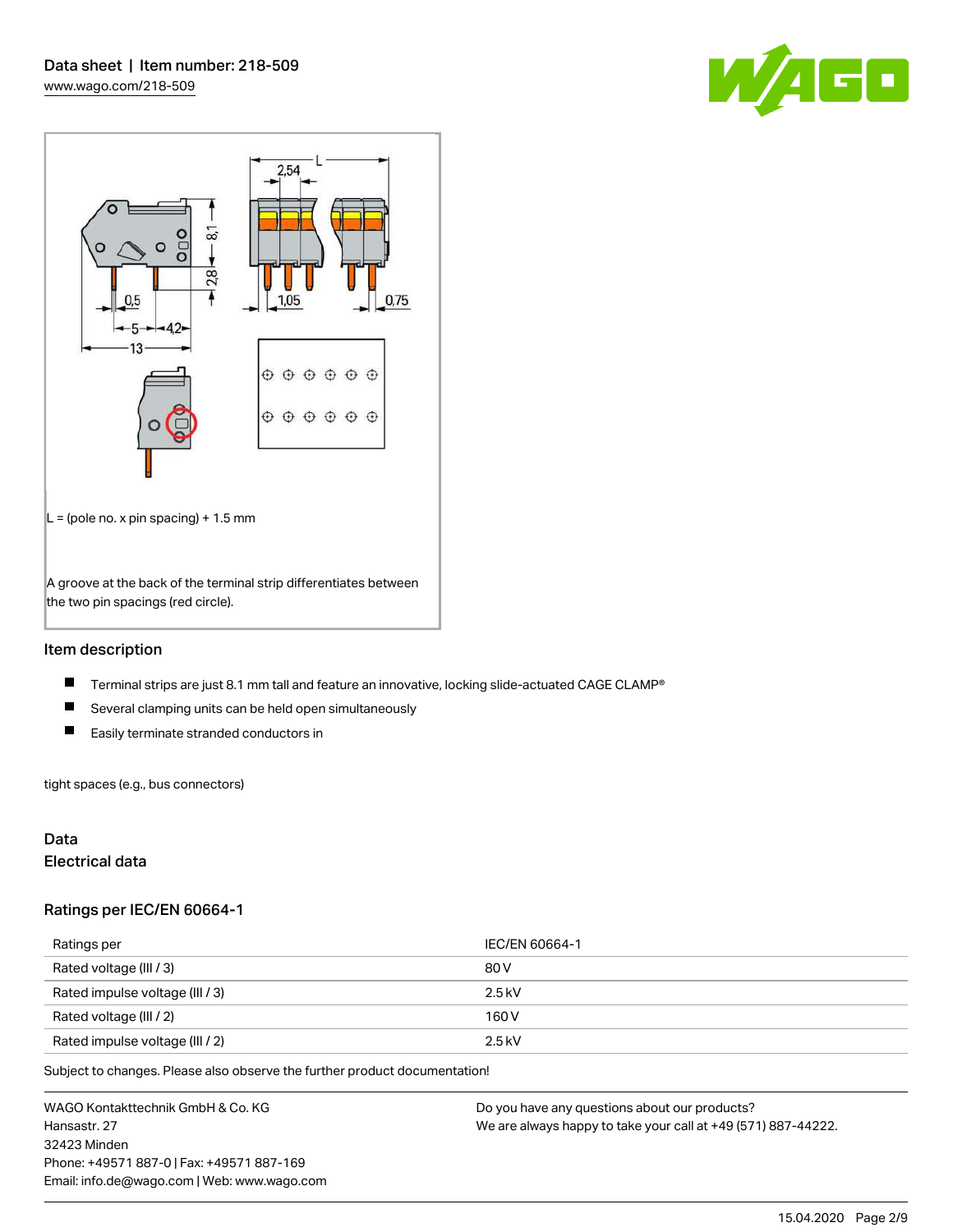L = (pole no. x pin spacing) + 1.5 mm

A groove at the back of the terminal strip differentiates between the two pin spacings (red circle).

## Item description

- Terminal strips are just 8.1 mm tall and feature an innovative, locking slide-actuated CAGE CLAMP®
- Several clamping units can be held open simultaneously
- Easily terminate stranded conductors in

tight spaces (e.g., bus connectors)

## Data

### Electrical data

### Ratings per IEC/EN 60664-1

| Ratings per | IEC/EN 60664-1 |
| --- | --- |
| Rated voltage (III / 3) | 80 V |
| Rated impulse voltage (III / 3) | 2.5 kV |
| Rated voltage (III / 2) | 160 V |
| Rated impulse voltage (III / 2) | 2.5 kV |

Subject to changes. Please also observe the further product documentation!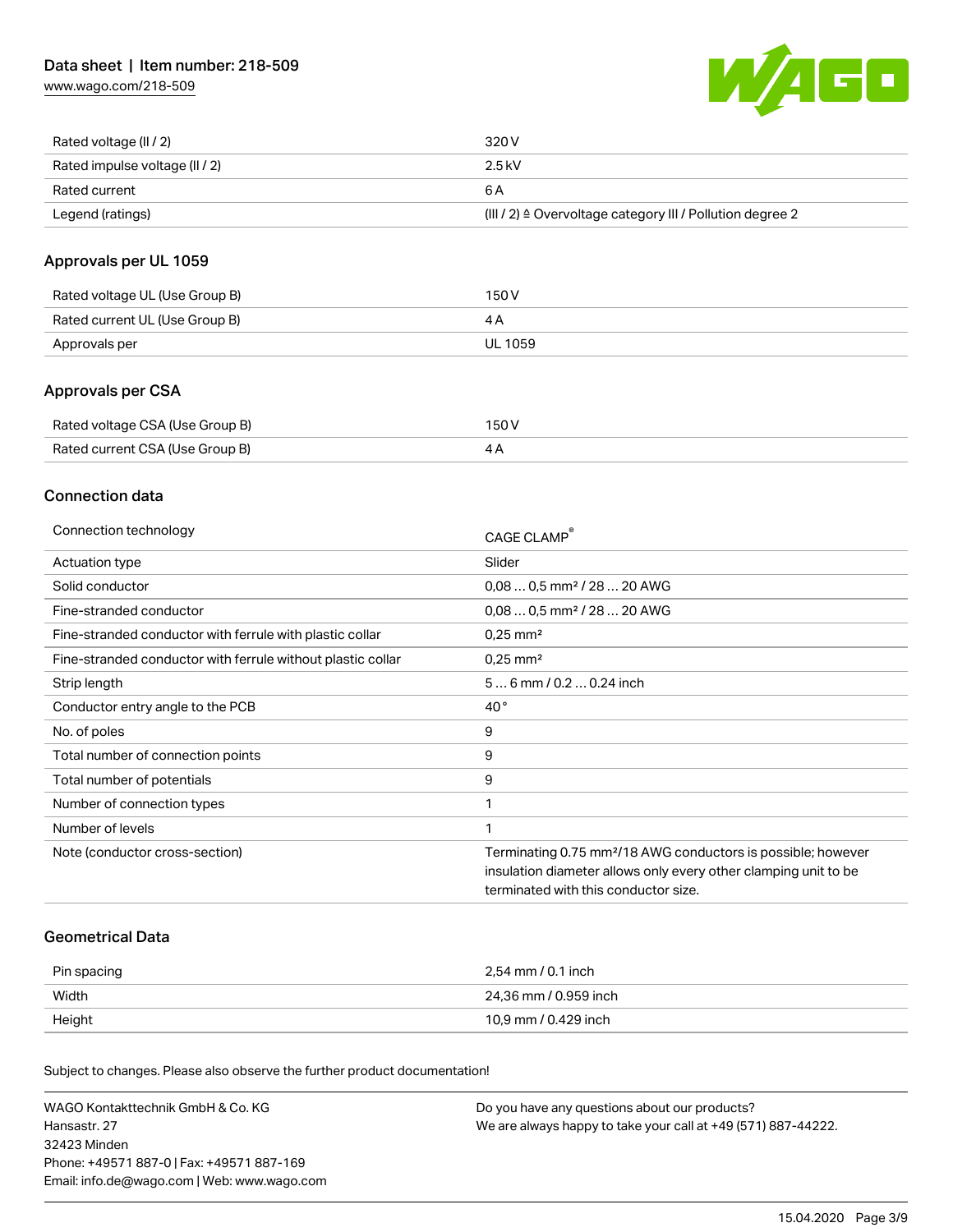| | |
|---|---|
| Rated voltage (II / 2) | 320 V |
| Rated impulse voltage (II / 2) | 2.5 kV |
| Rated current | 6 A |
| Legend (ratings) | (III / 2) ≙ Overvoltage category III / Pollution degree 2 |

## Approvals per UL 1059

| | |
|---|---|
| Rated voltage UL (Use Group B) | 150 V |
| Rated current UL (Use Group B) | 4 A |
| Approvals per | UL 1059 |

## Approvals per CSA

| | |
|---|---|
| Rated voltage CSA (Use Group B) | 150 V |
| Rated current CSA (Use Group B) | 4 A |

## Connection data

| | |
|---|---|
| Connection technology | CAGE CLAMP® |
| Actuation type | Slider |
| Solid conductor | 0,08 … 0,5 mm² / 28 … 20 AWG |
| Fine-stranded conductor | 0,08 … 0,5 mm² / 28 … 20 AWG |
| Fine-stranded conductor with ferrule with plastic collar | 0,25 mm² |
| Fine-stranded conductor with ferrule without plastic collar | 0,25 mm² |
| Strip length | 5 … 6 mm / 0.2 … 0.24 inch |
| Conductor entry angle to the PCB | 40 ° |
| No. of poles | 9 |
| Total number of connection points | 9 |
| Total number of potentials | 9 |
| Number of connection types | 1 |
| Number of levels | 1 |
| Note (conductor cross-section) | Terminating 0.75 mm²/18 AWG conductors is possible; however insulation diameter allows only every other clamping unit to be terminated with this conductor size. |

## Geometrical Data

| | |
|---|---|
| Pin spacing | 2,54 mm / 0.1 inch |
| Width | 24,36 mm / 0.959 inch |
| Height | 10,9 mm / 0.429 inch |

Subject to changes. Please also observe the further product documentation!

WAGO Kontakttechnik GmbH & Co. KG
Hansastr. 27
32423 Minden
Phone: +49571 887-0 | Fax: +49571 887-169
Email: info.de@wago.com | Web: www.wago.com

Do you have any questions about our products?
We are always happy to take your call at +49 (571) 887-44222.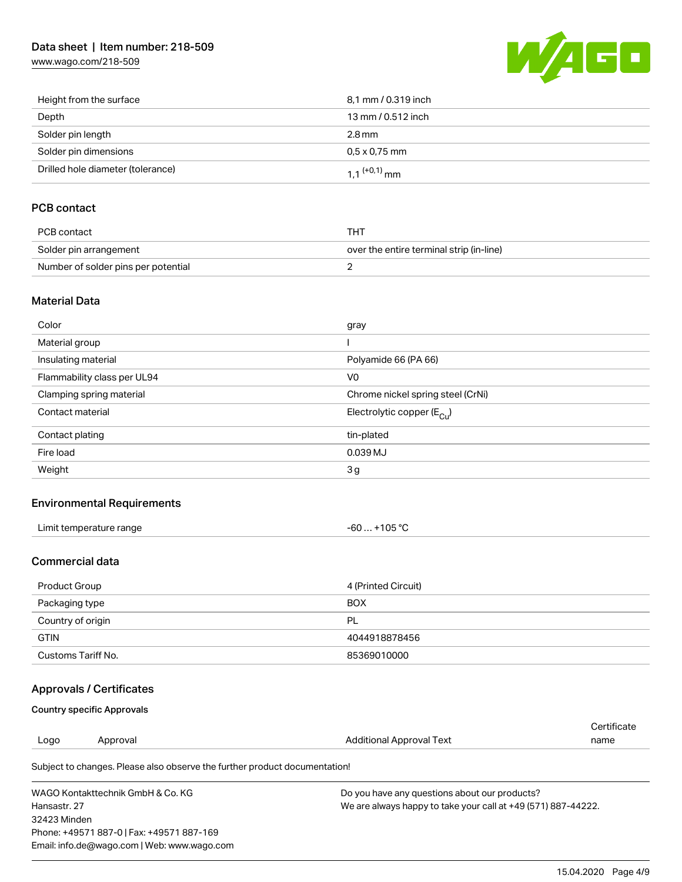| | |
|---|---|
| Height from the surface | 8,1 mm / 0.319 inch |
| Depth | 13 mm / 0.512 inch |
| Solder pin length | 2.8 mm |
| Solder pin dimensions | 0,5 x 0,75 mm |
| Drilled hole diameter (tolerance) | 1,1 $^{(+0,1)}$ mm |

## PCB contact

| | |
|---|---|
| PCB contact | THT |
| Solder pin arrangement | over the entire terminal strip (in-line) |
| Number of solder pins per potential | 2 |

## Material Data

| | |
|---|---|
| Color | gray |
| Material group | I |
| Insulating material | Polyamide 66 (PA 66) |
| Flammability class per UL94 | V0 |
| Clamping spring material | Chrome nickel spring steel (CrNi) |
| Contact material | Electrolytic copper ($E_{Cu}$) |
| Contact plating | tin-plated |
| Fire load | 0.039 MJ |
| Weight | 3 g |

## Environmental Requirements

| | |
|---|---|
| Limit temperature range | -60 … +105 °C |

## Commercial data

| | |
|---|---|
| Product Group | 4 (Printed Circuit) |
| Packaging type | BOX |
| Country of origin | PL |
| GTIN | 4044918878456 |
| Customs Tariff No. | 85369010000 |

## Approvals / Certificates

### Country specific Approvals

| Logo | Approval | Additional Approval Text | Certificate name |
|---|---|---|---|

Subject to changes. Please also observe the further product documentation!

WAGO Kontakttechnik GmbH & Co. KG
Hansastr. 27
32423 Minden
Phone: +49571 887-0 | Fax: +49571 887-169
Email: info.de@wago.com | Web: www.wago.com

Do you have any questions about our products?
We are always happy to take your call at +49 (571) 887-44222.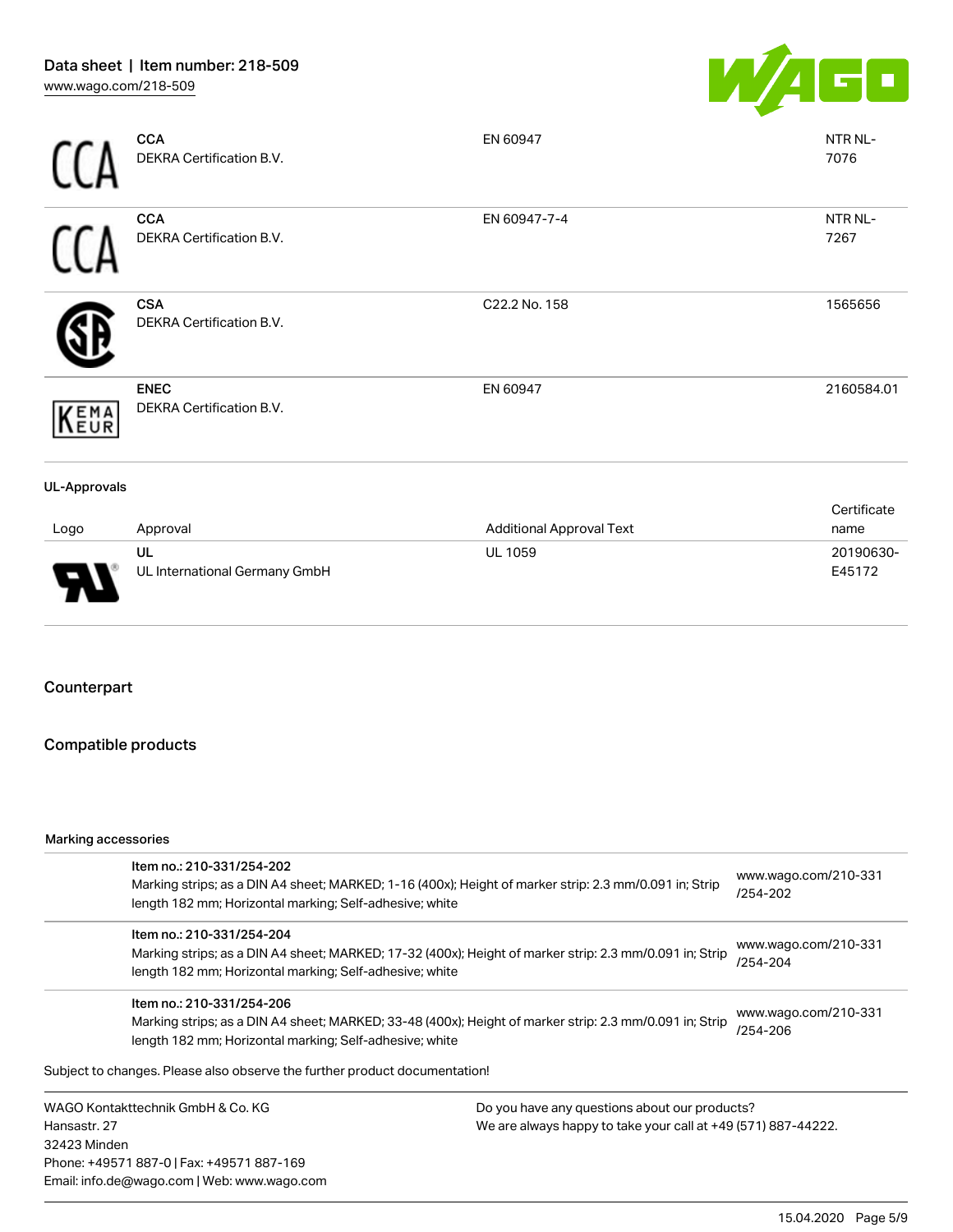| Logo | Approval | Additional Approval Text | Certificate name |
|---|---|---|---|
| | **CCA**<br>DEKRA Certification B.V. | EN 60947 | NTR NL-7076 |
| | **CCA**<br>DEKRA Certification B.V. | EN 60947-7-4 | NTR NL-7267 |
| | **CSA**<br>DEKRA Certification B.V. | C22.2 No. 158 | 1565656 |
| | **ENEC**<br>DEKRA Certification B.V. | EN 60947 | 2160584.01 |

**UL-Approvals**

| Logo | Approval | Additional Approval Text | Certificate name |
|---|---|---|---|
| | **UL**<br>UL International Germany GmbH | UL 1059 | 20190630-E45172 |

## Counterpart

## Compatible products

**Marking accessories**

| | Item | Link |
|---|---|---|
| | Item no.: 210-331/254-202<br>Marking strips; as a DIN A4 sheet; MARKED; 1-16 (400x); Height of marker strip: 2.3 mm/0.091 in; Strip length 182 mm; Horizontal marking; Self-adhesive; white | www.wago.com/210-331/254-202 |
| | Item no.: 210-331/254-204<br>Marking strips; as a DIN A4 sheet; MARKED; 17-32 (400x); Height of marker strip: 2.3 mm/0.091 in; Strip length 182 mm; Horizontal marking; Self-adhesive; white | www.wago.com/210-331/254-204 |
| | Item no.: 210-331/254-206<br>Marking strips; as a DIN A4 sheet; MARKED; 33-48 (400x); Height of marker strip: 2.3 mm/0.091 in; Strip length 182 mm; Horizontal marking; Self-adhesive; white | www.wago.com/210-331/254-206 |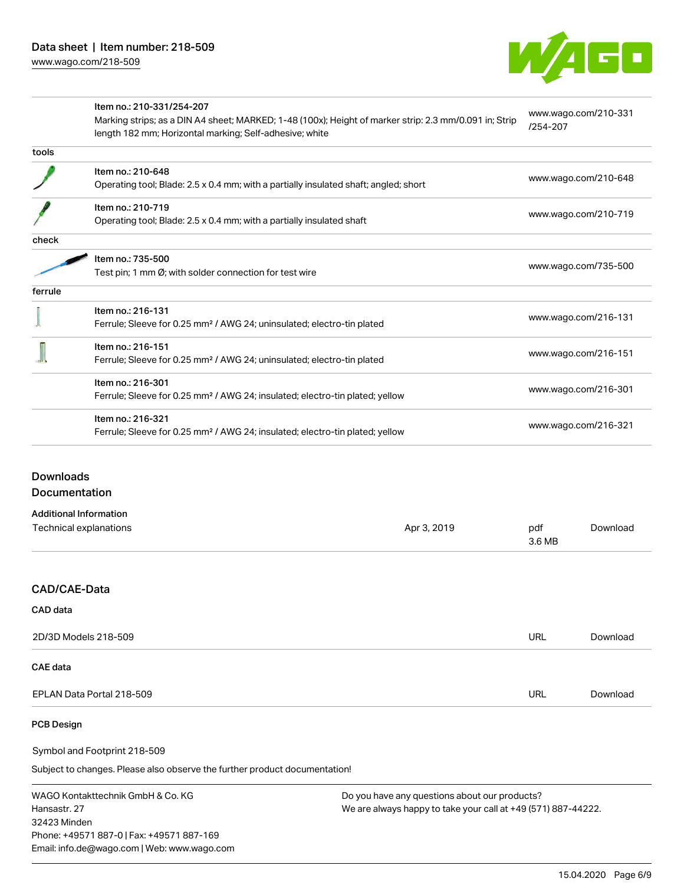| | | |
|---|---|---|
| | Item no.: 210-331/254-207<br>Marking strips; as a DIN A4 sheet; MARKED; 1-48 (100x); Height of marker strip: 2.3 mm/0.091 in; Strip length 182 mm; Horizontal marking; Self-adhesive; white | www.wago.com/210-331/254-207 |
| tools | | |
| | Item no.: 210-648<br>Operating tool; Blade: 2.5 x 0.4 mm; with a partially insulated shaft; angled; short | www.wago.com/210-648 |
| | Item no.: 210-719<br>Operating tool; Blade: 2.5 x 0.4 mm; with a partially insulated shaft | www.wago.com/210-719 |
| check | | |
| | Item no.: 735-500<br>Test pin; 1 mm Ø; with solder connection for test wire | www.wago.com/735-500 |
| ferrule | | |
| | Item no.: 216-131<br>Ferrule; Sleeve for 0.25 mm² / AWG 24; uninsulated; electro-tin plated | www.wago.com/216-131 |
| | Item no.: 216-151<br>Ferrule; Sleeve for 0.25 mm² / AWG 24; uninsulated; electro-tin plated | www.wago.com/216-151 |
| | Item no.: 216-301<br>Ferrule; Sleeve for 0.25 mm² / AWG 24; insulated; electro-tin plated; yellow | www.wago.com/216-301 |
| | Item no.: 216-321<br>Ferrule; Sleeve for 0.25 mm² / AWG 24; insulated; electro-tin plated; yellow | www.wago.com/216-321 |

## Downloads

## Documentation

### Additional Information

| | | | |
|---|---|---|---|
| Technical explanations | Apr 3, 2019 | pdf<br>3.6 MB | Download |

## CAD/CAE-Data

### CAD data

| | | |
|---|---|---|
| 2D/3D Models 218-509 | URL | Download |

### CAE data

| | | |
|---|---|---|
| EPLAN Data Portal 218-509 | URL | Download |

### PCB Design

Symbol and Footprint 218-509

Subject to changes. Please also observe the further product documentation!

WAGO Kontakttechnik GmbH & Co. KG
Hansastr. 27
32423 Minden
Phone: +49571 887-0 | Fax: +49571 887-169
Email: info.de@wago.com | Web: www.wago.com

Do you have any questions about our products?
We are always happy to take your call at +49 (571) 887-44222.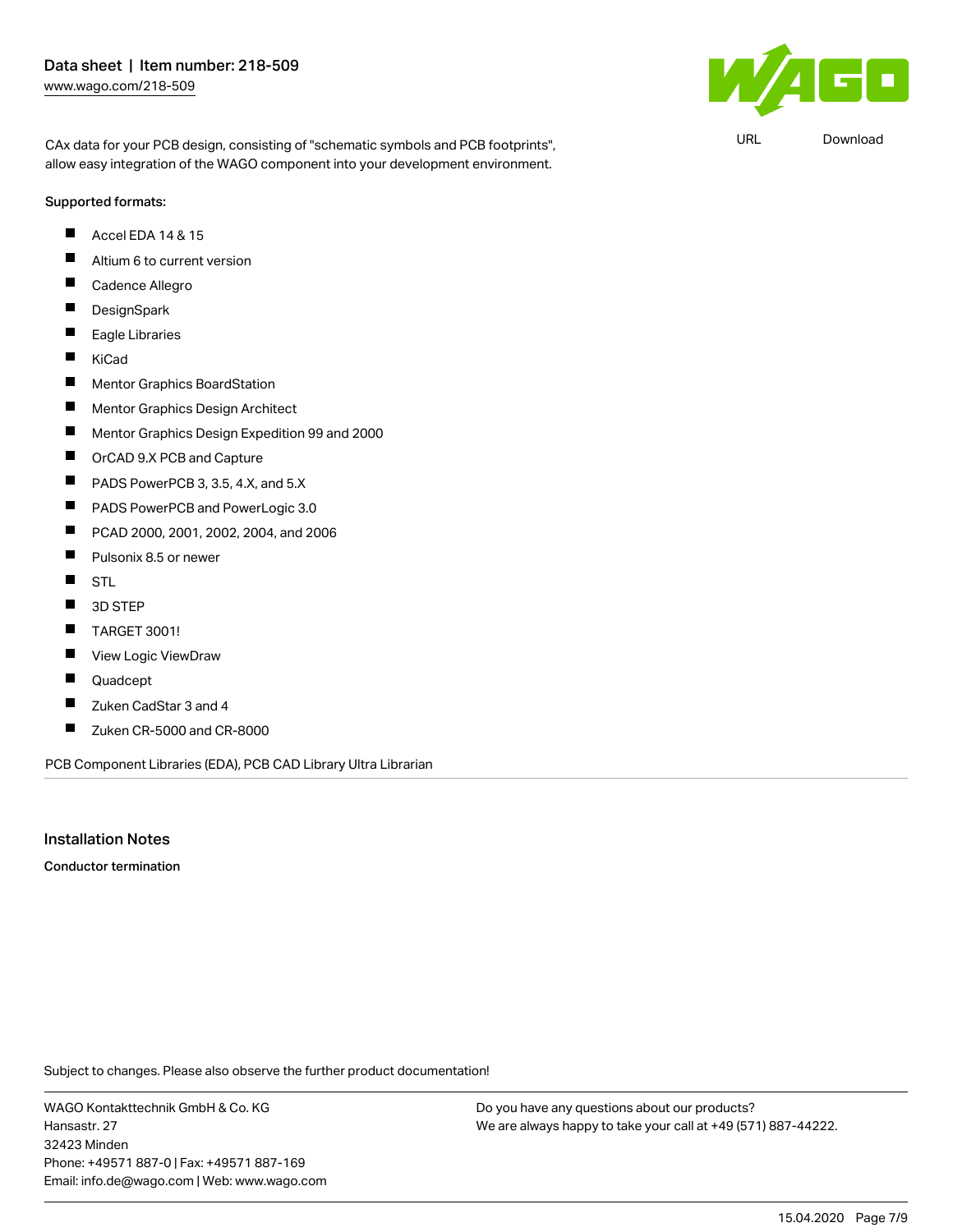CAx data for your PCB design, consisting of "schematic symbols and PCB footprints", allow easy integration of the WAGO component into your development environment.

URL Download

**Supported formats:**

- Accel EDA 14 & 15
- Altium 6 to current version
- Cadence Allegro
- DesignSpark
- Eagle Libraries
- KiCad
- Mentor Graphics BoardStation
- Mentor Graphics Design Architect
- Mentor Graphics Design Expedition 99 and 2000
- OrCAD 9.X PCB and Capture
- PADS PowerPCB 3, 3.5, 4.X, and 5.X
- PADS PowerPCB and PowerLogic 3.0
- PCAD 2000, 2001, 2002, 2004, and 2006
- Pulsonix 8.5 or newer
- STL
- 3D STEP
- TARGET 3001!
- View Logic ViewDraw
- Quadcept
- Zuken CadStar 3 and 4
- Zuken CR-5000 and CR-8000

PCB Component Libraries (EDA), PCB CAD Library Ultra Librarian

## Installation Notes

**Conductor termination**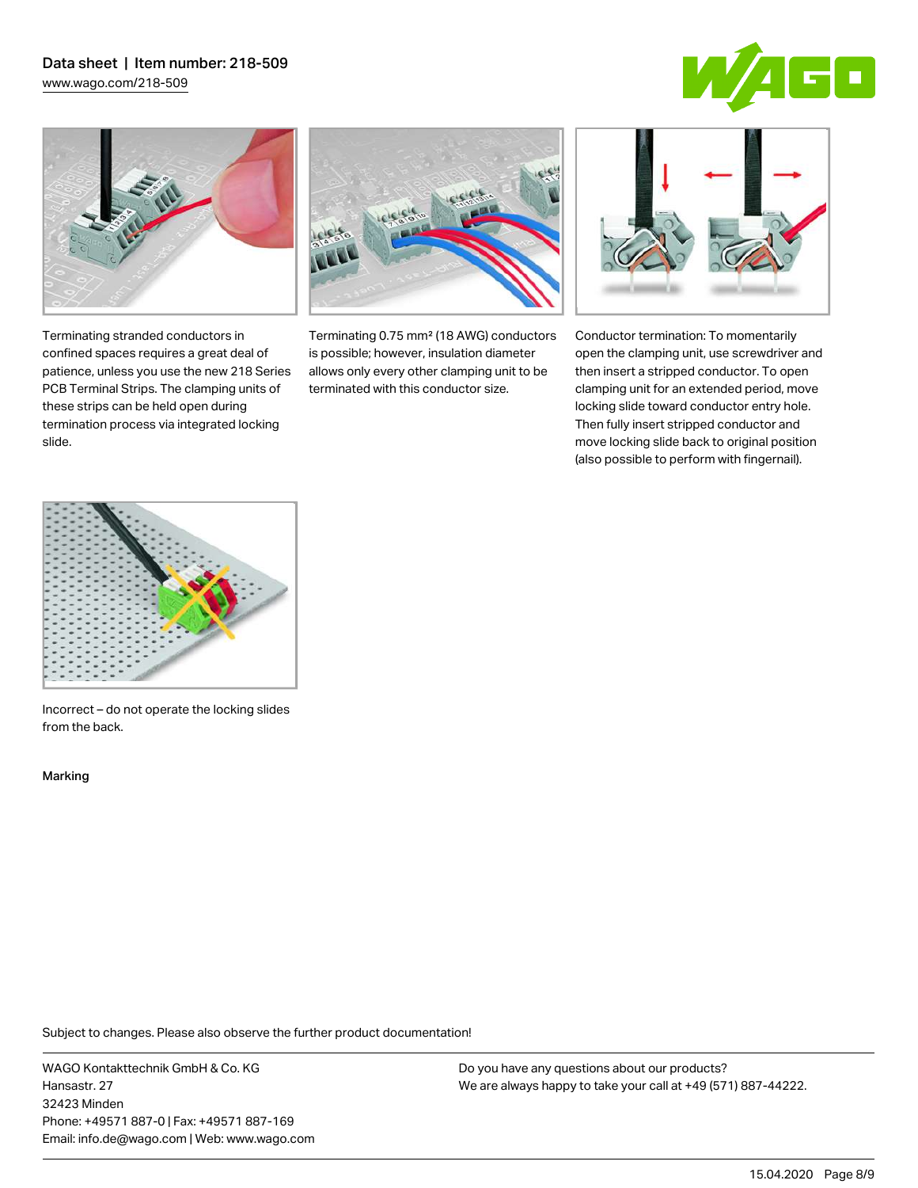Terminating stranded conductors in confined spaces requires a great deal of patience, unless you use the new 218 Series PCB Terminal Strips. The clamping units of these strips can be held open during termination process via integrated locking slide.

Terminating 0.75 mm² (18 AWG) conductors is possible; however, insulation diameter allows only every other clamping unit to be terminated with this conductor size.

Conductor termination: To momentarily open the clamping unit, use screwdriver and then insert a stripped conductor. To open clamping unit for an extended period, move locking slide toward conductor entry hole. Then fully insert stripped conductor and move locking slide back to original position (also possible to perform with fingernail).

Incorrect – do not operate the locking slides from the back.

## Marking

Subject to changes. Please also observe the further product documentation!

WAGO Kontakttechnik GmbH & Co. KG
Hansastr. 27
32423 Minden
Phone: +49571 887-0 | Fax: +49571 887-169
Email: info.de@wago.com | Web: www.wago.com

Do you have any questions about our products?
We are always happy to take your call at +49 (571) 887-44222.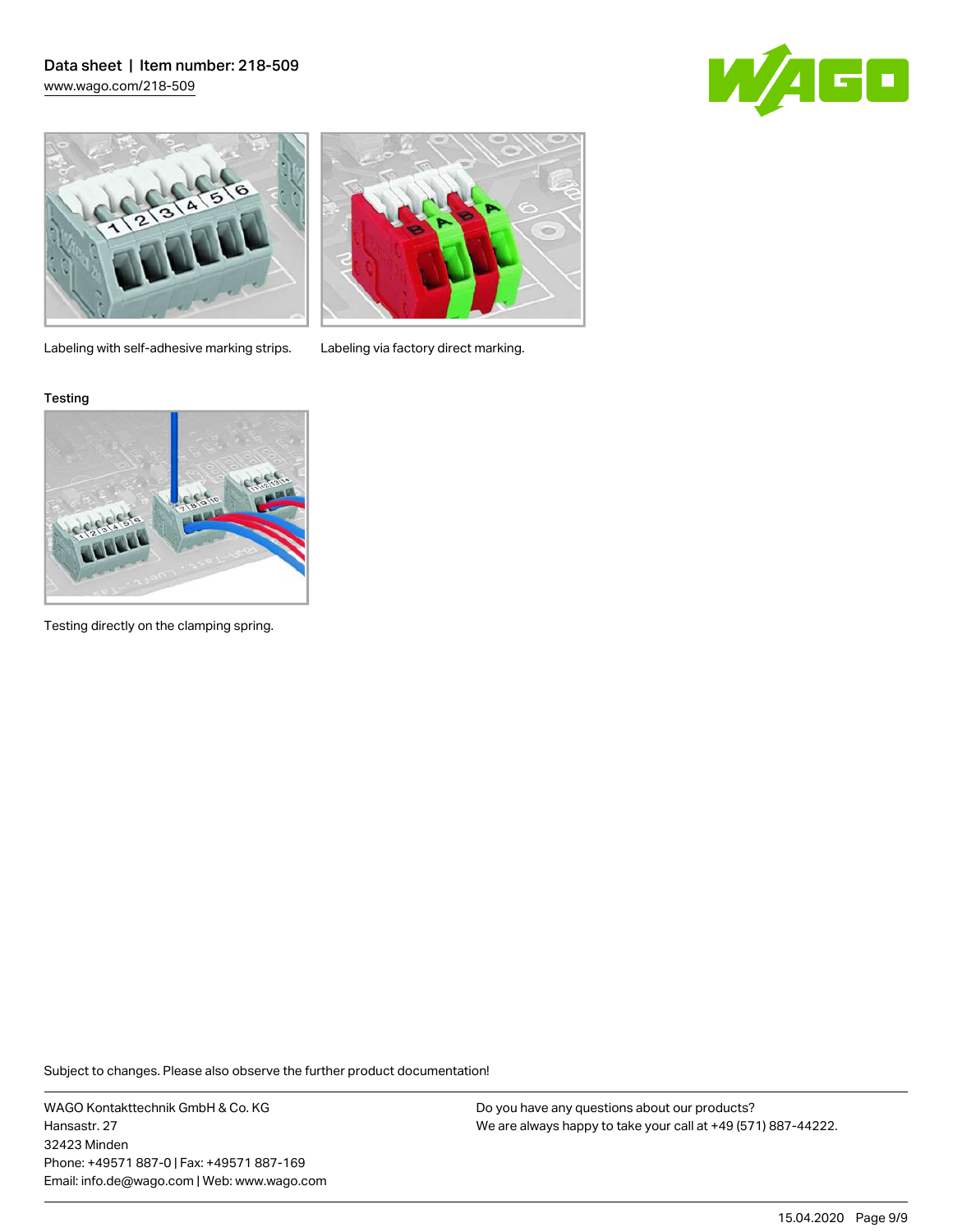Labeling with self-adhesive marking strips.

Labeling via factory direct marking.

## Testing

Testing directly on the clamping spring.

Subject to changes. Please also observe the further product documentation!

WAGO Kontakttechnik GmbH & Co. KG
Hansastr. 27
32423 Minden
Phone: +49571 887-0 | Fax: +49571 887-169
Email: info.de@wago.com | Web: www.wago.com

Do you have any questions about our products?
We are always happy to take your call at +49 (571) 887-44222.